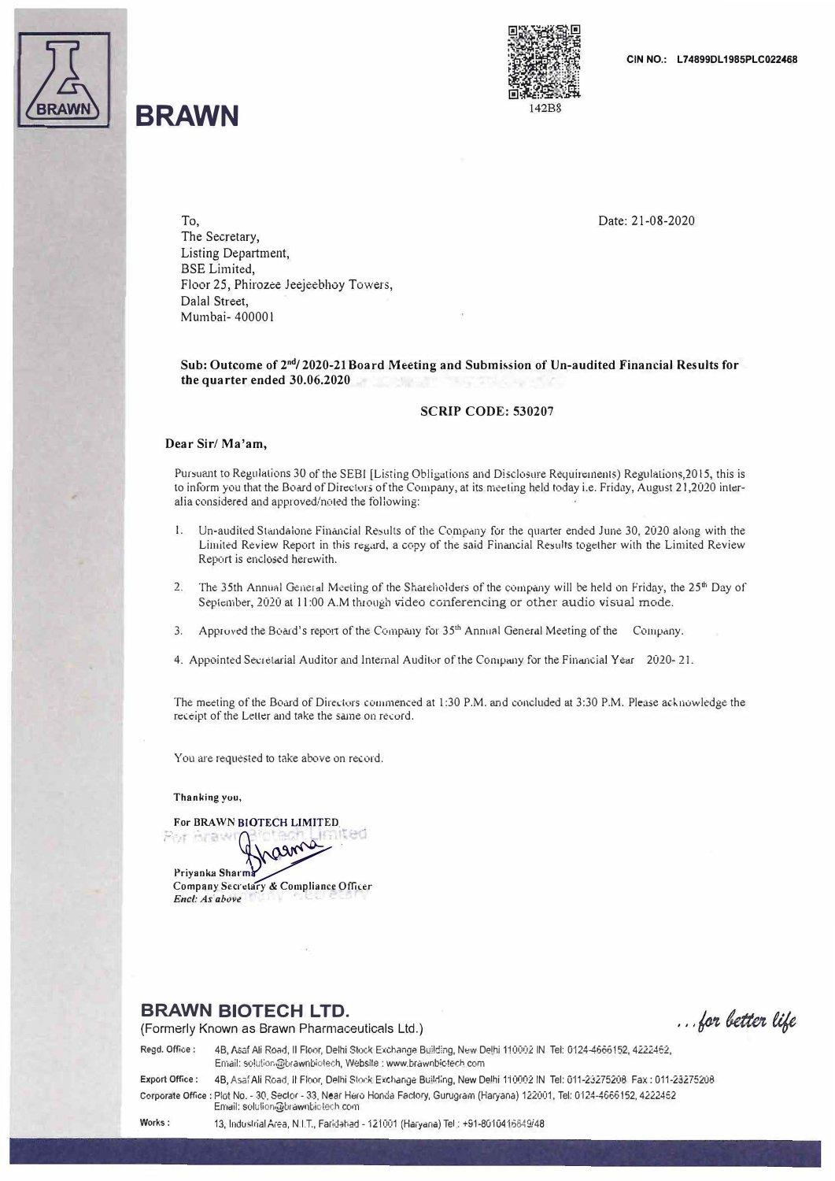# BRAWN

CIN NO.: L74899DL1985PLC022468

142B8

To,
The Secretary,
Listing Department,
BSE Limited,
Floor 25, Phirozee Jeejeebhoy Towers,
Dalal Street,
Mumbai- 400001

Date: 21-08-2020

**Sub: Outcome of 2nd/ 2020-21 Board Meeting and Submission of Un-audited Financial Results for the quarter ended 30.06.2020**

**SCRIP CODE: 530207**

**Dear Sir/ Ma'am,**

Pursuant to Regulations 30 of the SEBI [Listing Obligations and Disclosure Requirements) Regulations,2015, this is to inform you that the Board of Directors of the Company, at its meeting held today i.e. Friday, August 21,2020 inter-alia considered and approved/noted the following:

1. Un-audited Standalone Financial Results of the Company for the quarter ended June 30, 2020 along with the Limited Review Report in this regard, a copy of the said Financial Results together with the Limited Review Report is enclosed herewith.
2. The 35th Annual General Meeting of the Shareholders of the company will be held on Friday, the 25th Day of September, 2020 at 11:00 A.M through video conferencing or other audio visual mode.
3. Approved the Board's report of the Company for 35th Annual General Meeting of the Company.
4. Appointed Secretarial Auditor and Internal Auditor of the Company for the Financial Year 2020- 21.

The meeting of the Board of Directors commenced at 1:30 P.M. and concluded at 3:30 P.M. Please acknowledge the receipt of the Letter and take the same on record.

You are requested to take above on record.

**Thanking you,**

**For BRAWN BIOTECH LIMITED**

**Priyanka Sharma**
**Company Secretary & Compliance Officer**
***Encl: As above***

**BRAWN BIOTECH LTD.**
(Formerly Known as Brawn Pharmaceuticals Ltd.)

*...for better life*

**Regd. Office:** 4B, Asaf Ali Road, II Floor, Delhi Stock Exchange Building, New Delhi 110002 IN Tel: 0124-4666152, 4222462, Email: solution@brawnbiotech, Website : www.brawnbiotech.com

**Export Office:** 4B, Asaf Ali Road, II Floor, Delhi Stock Exchange Building, New Delhi 110002 IN Tel: 011-23275208 Fax : 011-23275208

**Corporate Office:** Plot No. - 30, Sector - 33, Near Hero Honda Factory, Gurugram (Haryana) 122001, Tel: 0124-4666152, 4222462 Email: solution@brawnbiotech.com

**Works:** 13, Industrial Area, N.I.T., Faridabad - 121001 (Haryana) Tel : +91-8010416649/48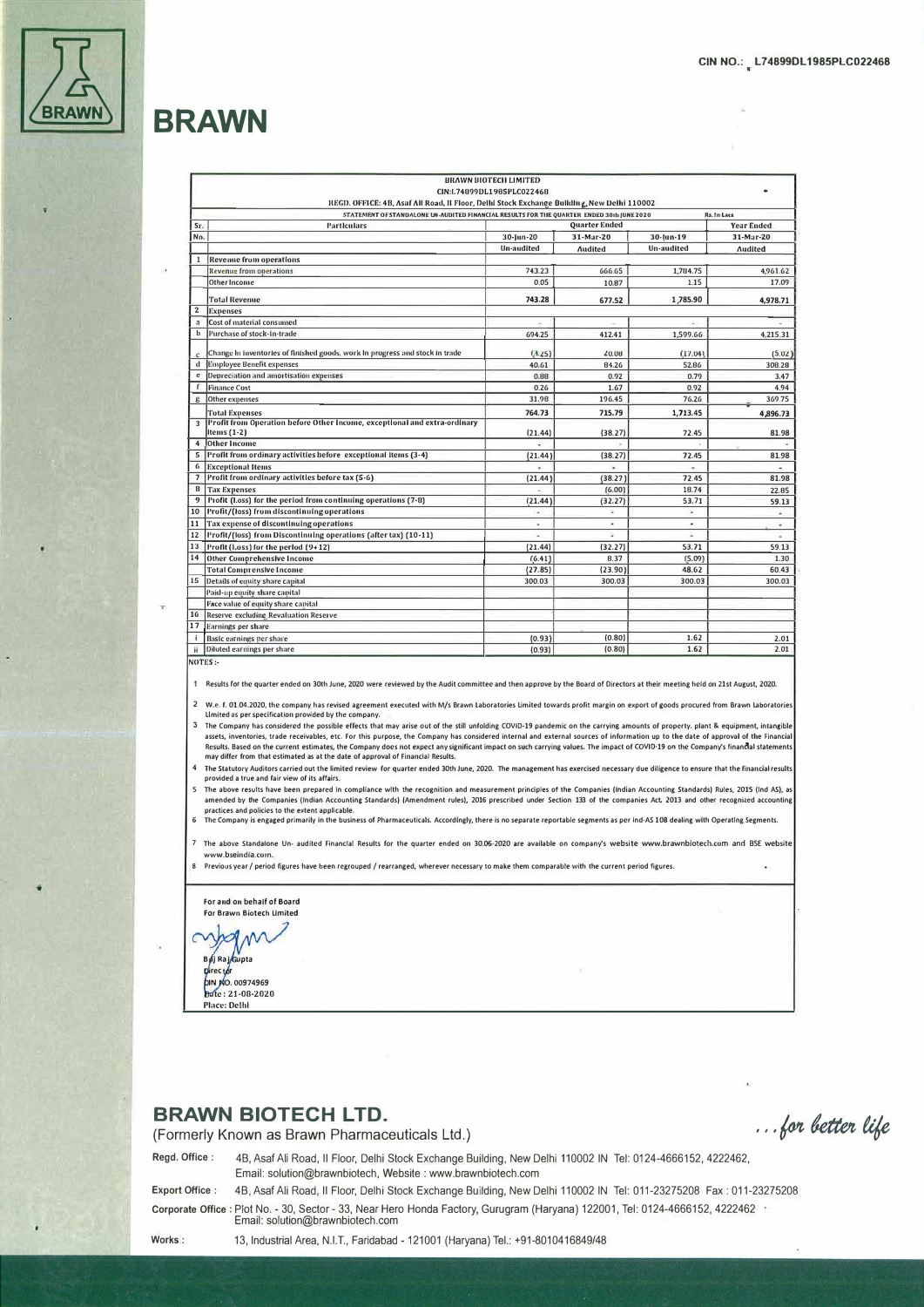CIN NO.: L74899DL1985PLC022468

# BRAWN

| | BRAWN BIOTECH LIMITED | | | | |
|---|---|---|---|---|---|
| | CIN:L74899DL1985PLC022468 | | | | |
| | REGD. OFFICE: 4B, Asaf Ali Road, II Floor, Delhi Stock Exchange Building, New Delhi 110002 | | | | |
| | STATEMENT OF STANDALONE UN-AUDITED FINANCIAL RESULTS FOR THE QUARTER ENDED 30th JUNE 2020 | | | | Rs. In Lacs |
| Sr. | Particulars | Quarter Ended | | | Year Ended |
| No. | | 30-Jun-20 | 31-Mar-20 | 30-Jun-19 | 31-Mar-20 |
| | | Un-audited | Audited | Un-audited | Audited |
| 1 | Revenue from operations | | | | |
| | Revenue from operations | 743.23 | 666.65 | 1,784.75 | 4,961.62 |
| | Other Income | 0.05 | 10.87 | 1.15 | 17.09 |
| | Total Revenue | 743.28 | 677.52 | 1,785.90 | 4,978.71 |
| 2 | Expenses | | | | |
| a | Cost of material consumed | - | - | - | - |
| b | Purchase of stock-in-trade | 694.25 | 412.41 | 1,599.66 | 4,215.31 |
| c | Change in inventories of finished goods, work in progress and stock in trade | (3.25) | 20.08 | (17.04) | (5.02) |
| d | Employee Benefit expenses | 40.61 | 84.26 | 52.86 | 308.28 |
| e | Depreciation and amortisation expenses | 0.88 | 0.92 | 0.79 | 3.47 |
| f | Finance Cost | 0.26 | 1.67 | 0.92 | 4.94 |
| g | Other expenses | 31.98 | 196.45 | 76.26 | 369.75 |
| | Total Expenses | 764.73 | 715.79 | 1,713.45 | 4,896.73 |
| 3 | Profit from Operation before Other Income, exceptional and extra-ordinary items (1-2) | (21.44) | (38.27) | 72.45 | 81.98 |
| 4 | Other Income | - | - | - | - |
| 5 | Profit from ordinary activities before exceptional items (3-4) | (21.44) | (38.27) | 72.45 | 81.98 |
| 6 | Exceptional Items | - | - | - | - |
| 7 | Profit from ordinary activities before tax (5-6) | (21.44) | (38.27) | 72.45 | 81.98 |
| 8 | Tax Expenses | - | (6.00) | 18.74 | 22.85 |
| 9 | Profit (Loss) for the period from continuing operations (7-8) | (21.44) | (32.27) | 53.71 | 59.13 |
| 10 | Profit/(loss) from discontinuing operations | - | - | - | - |
| 11 | Tax expense of discontinuing operations | - | - | - | - |
| 12 | Profit/(loss) from Discontinuing operations (after tax) (10-11) | - | - | - | - |
| 13 | Profit (Loss) for the period (9+12) | (21.44) | (32.27) | 53.71 | 59.13 |
| 14 | Other Comprehensive Income | (6.41) | 8.37 | (5.09) | 1.30 |
| | Total Comprensive Income | (27.85) | (23.90) | 48.62 | 60.43 |
| 15 | Details of equity share capital | 300.03 | 300.03 | 300.03 | 300.03 |
| | Paid-up equity share capital | | | | |
| | Face value of equity share capital | | | | |
| 16 | Reserve excluding Revaluation Reserve | | | | |
| 17 | Earnings per share | | | | |
| i | Basic earnings per share | (0.93) | (0.80) | 1.62 | 2.01 |
| ii | Diluted earnings per share | (0.93) | (0.80) | 1.62 | 2.01 |

NOTES :-

1. Results for the quarter ended on 30th June, 2020 were reviewed by the Audit committee and then approve by the Board of Directors at their meeting held on 21st August, 2020.
2. W.e. f. 01.04.2020, the company has revised agreement executed with M/s Brawn Laboratories Limited towards profit margin on export of goods procured from Brawn Laboratories Limited as per specification provided by the company.
3. The Company has considered the possible effects that may arise out of the still unfolding COVID-19 pandemic on the carrying amounts of property. plant & equipment, intangible assets, inventories, trade receivables, etc. For this purpose, the Company has considered internal and external sources of information up to the date of approval of the Financial Results. Based on the current estimates, the Company does not expect any significant impact on such carrying values. The impact of COVID-19 on the Company's financial statements may differ from that estimated as at the date of approval of Financial Results.
4. The Statutory Auditors carried out the limited review for quarter ended 30th June, 2020. The management has exercised necessary due diligence to ensure that the financial results provided a true and fair view of its affairs.
5. The above results have been prepared in compliance with the recognition and measurement principles of the Companies (Indian Accounting Standards) Rules, 2015 (Ind AS), as amended by the Companies (Indian Accounting Standards) (Amendment rules), 2016 prescribed under Section 133 of the companies Act, 2013 and other recognized accounting practices and policies to the extent applicable.
6. The Company is engaged primarily in the business of Pharmaceuticals. Accordingly, there is no separate reportable segments as per Ind-AS 108 dealing with Operating Segments.
7. The above Standalone Un- audited Financial Results for the quarter ended on 30.06-2020 are available on company's website www.brawnbiotech.com and BSE website www.bseindia.com.
8. Previous year / period figures have been regrouped / rearranged, wherever necessary to make them comparable with the current period figures.

For and on behalf of Board
For Brawn Biotech Limited

Brij Raj Gupta
Director
DIN NO. 00974969
Date: 21-08-2020
Place: Delhi

## BRAWN BIOTECH LTD.

(Formerly Known as Brawn Pharmaceuticals Ltd.)

*...for better life*

**Regd. Office :** 4B, Asaf Ali Road, II Floor, Delhi Stock Exchange Building, New Delhi 110002 IN Tel: 0124-4666152, 4222462, Email: solution@brawnbiotech, Website : www.brawnbiotech.com

**Export Office :** 4B, Asaf Ali Road, II Floor, Delhi Stock Exchange Building, New Delhi 110002 IN Tel: 011-23275208 Fax : 011-23275208

**Corporate Office :** Plot No. - 30, Sector - 33, Near Hero Honda Factory, Gurugram (Haryana) 122001, Tel: 0124-4666152, 4222462 Email: solution@brawnbiotech.com

**Works :** 13, Industrial Area, N.I.T., Faridabad - 121001 (Haryana) Tel.: +91-8010416849/48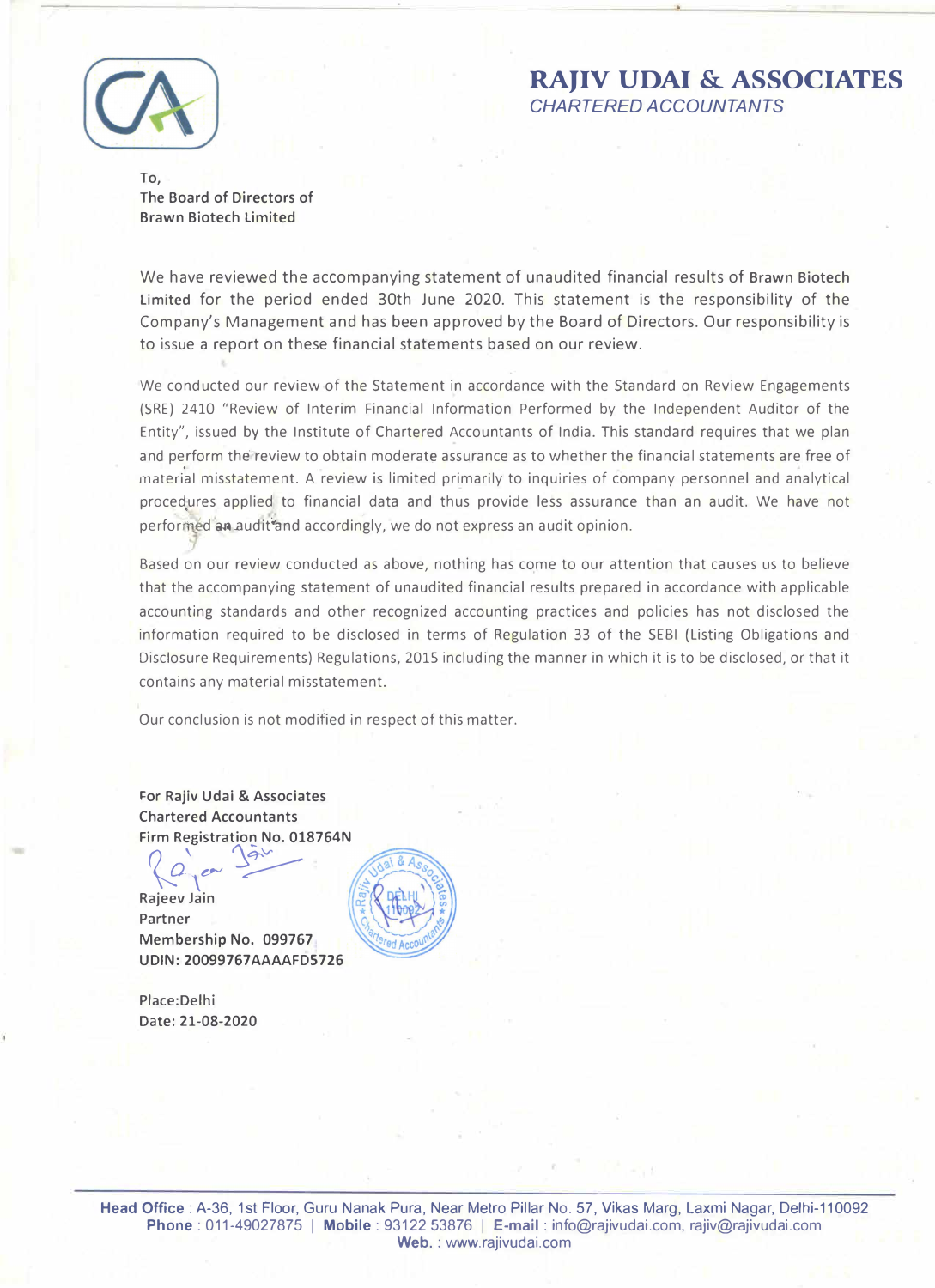# RAJIV UDAI & ASSOCIATES

*CHARTERED ACCOUNTANTS*

To,
The Board of Directors of
Brawn Biotech Limited

We have reviewed the accompanying statement of unaudited financial results of **Brawn Biotech Limited** for the period ended 30th June 2020. This statement is the responsibility of the Company's Management and has been approved by the Board of Directors. Our responsibility is to issue a report on these financial statements based on our review.

We conducted our review of the Statement in accordance with the Standard on Review Engagements (SRE) 2410 "Review of Interim Financial Information Performed by the Independent Auditor of the Entity", issued by the Institute of Chartered Accountants of India. This standard requires that we plan and perform the review to obtain moderate assurance as to whether the financial statements are free of material misstatement. A review is limited primarily to inquiries of company personnel and analytical procedures applied to financial data and thus provide less assurance than an audit. We have not performed an audit and accordingly, we do not express an audit opinion.

Based on our review conducted as above, nothing has come to our attention that causes us to believe that the accompanying statement of unaudited financial results prepared in accordance with applicable accounting standards and other recognized accounting practices and policies has not disclosed the information required to be disclosed in terms of Regulation 33 of the SEBI (Listing Obligations and Disclosure Requirements) Regulations, 2015 including the manner in which it is to be disclosed, or that it contains any material misstatement.

Our conclusion is not modified in respect of this matter.

For Rajiv Udai & Associates
Chartered Accountants
Firm Registration No. 018764N

Rajeev Jain
Partner
Membership No. 099767
UDIN: 20099767AAAAFD5726

Place:Delhi
Date: 21-08-2020

**Head Office** : A-36, 1st Floor, Guru Nanak Pura, Near Metro Pillar No. 57, Vikas Marg, Laxmi Nagar, Delhi-110092
**Phone** : 011-49027875 | **Mobile** : 93122 53876 | **E-mail** : info@rajivudai.com, rajiv@rajivudai.com
**Web.** : www.rajivudai.com